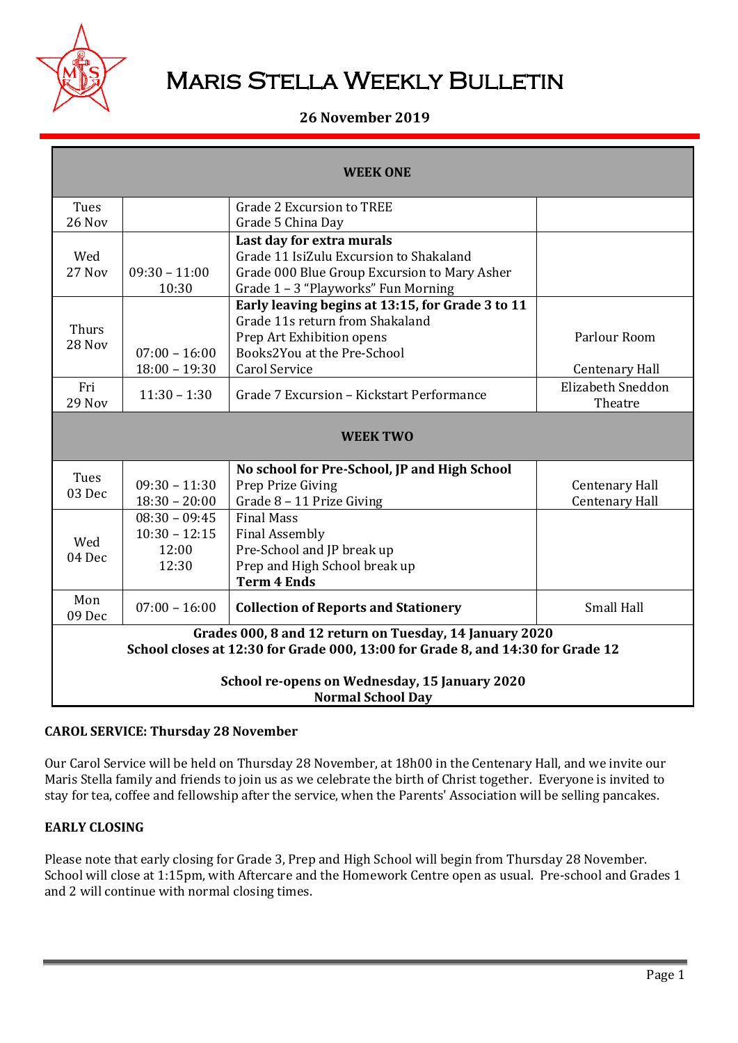# Maris Stella Weekly Bulletin

**26 November 2019**

| WEEK ONE | | | |
|---|---|---|---|
| Tues 26 Nov | | Grade 2 Excursion to TREE<br>Grade 5 China Day | |
| Wed 27 Nov | 09:30 – 11:00<br>10:30 | **Last day for extra murals**<br>Grade 11 IsiZulu Excursion to Shakaland<br>Grade 000 Blue Group Excursion to Mary Asher<br>Grade 1 – 3 "Playworks" Fun Morning | |
| Thurs 28 Nov | 07:00 – 16:00<br>18:00 – 19:30 | **Early leaving begins at 13:15, for Grade 3 to 11**<br>Grade 11s return from Shakaland<br>Prep Art Exhibition opens<br>Books2You at the Pre-School<br>Carol Service | Parlour Room<br><br>Centenary Hall |
| Fri 29 Nov | 11:30 – 1:30 | Grade 7 Excursion – Kickstart Performance | Elizabeth Sneddon Theatre |
| **WEEK TWO** | | | |
| Tues 03 Dec | 09:30 – 11:30<br>18:30 – 20:00 | **No school for Pre-School, JP and High School**<br>Prep Prize Giving<br>Grade 8 – 11 Prize Giving | Centenary Hall<br>Centenary Hall |
| Wed 04 Dec | 08:30 – 09:45<br>10:30 – 12:15<br>12:00<br>12:30 | Final Mass<br>Final Assembly<br>Pre-School and JP break up<br>Prep and High School break up<br>**Term 4 Ends** | |
| Mon 09 Dec | 07:00 – 16:00 | **Collection of Reports and Stationery** | Small Hall |
| **Grades 000, 8 and 12 return on Tuesday, 14 January 2020**<br>**School closes at 12:30 for Grade 000, 13:00 for Grade 8, and 14:30 for Grade 12**<br><br>**School re-opens on Wednesday, 15 January 2020**<br>**Normal School Day** | | | |

### CAROL SERVICE: Thursday 28 November

Our Carol Service will be held on Thursday 28 November, at 18h00 in the Centenary Hall, and we invite our Maris Stella family and friends to join us as we celebrate the birth of Christ together. Everyone is invited to stay for tea, coffee and fellowship after the service, when the Parents' Association will be selling pancakes.

### EARLY CLOSING

Please note that early closing for Grade 3, Prep and High School will begin from Thursday 28 November. School will close at 1:15pm, with Aftercare and the Homework Centre open as usual. Pre-school and Grades 1 and 2 will continue with normal closing times.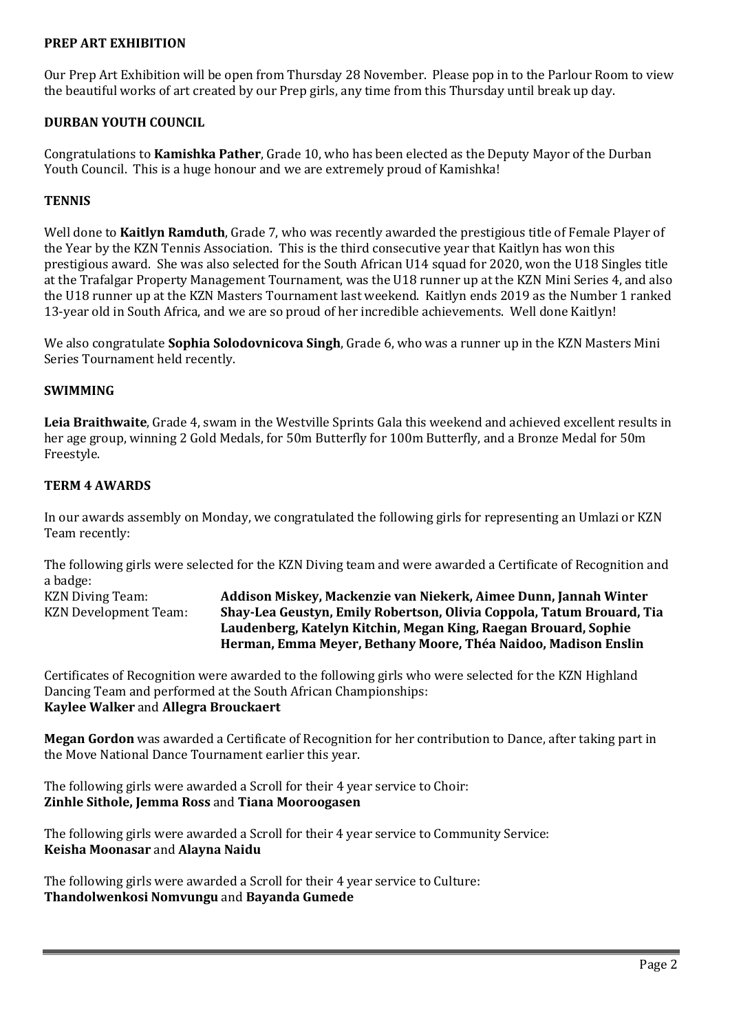**PREP ART EXHIBITION**

Our Prep Art Exhibition will be open from Thursday 28 November. Please pop in to the Parlour Room to view the beautiful works of art created by our Prep girls, any time from this Thursday until break up day.

**DURBAN YOUTH COUNCIL**

Congratulations to **Kamishka Pather**, Grade 10, who has been elected as the Deputy Mayor of the Durban Youth Council. This is a huge honour and we are extremely proud of Kamishka!

**TENNIS**

Well done to **Kaitlyn Ramduth**, Grade 7, who was recently awarded the prestigious title of Female Player of the Year by the KZN Tennis Association. This is the third consecutive year that Kaitlyn has won this prestigious award. She was also selected for the South African U14 squad for 2020, won the U18 Singles title at the Trafalgar Property Management Tournament, was the U18 runner up at the KZN Mini Series 4, and also the U18 runner up at the KZN Masters Tournament last weekend. Kaitlyn ends 2019 as the Number 1 ranked 13-year old in South Africa, and we are so proud of her incredible achievements. Well done Kaitlyn!

We also congratulate **Sophia Solodovnicova Singh**, Grade 6, who was a runner up in the KZN Masters Mini Series Tournament held recently.

**SWIMMING**

**Leia Braithwaite**, Grade 4, swam in the Westville Sprints Gala this weekend and achieved excellent results in her age group, winning 2 Gold Medals, for 50m Butterfly for 100m Butterfly, and a Bronze Medal for 50m Freestyle.

**TERM 4 AWARDS**

In our awards assembly on Monday, we congratulated the following girls for representing an Umlazi or KZN Team recently:

The following girls were selected for the KZN Diving team and were awarded a Certificate of Recognition and a badge:

KZN Diving Team: **Addison Miskey, Mackenzie van Niekerk, Aimee Dunn, Jannah Winter**

KZN Development Team: **Shay-Lea Geustyn, Emily Robertson, Olivia Coppola, Tatum Brouard, Tia Laudenberg, Katelyn Kitchin, Megan King, Raegan Brouard, Sophie Herman, Emma Meyer, Bethany Moore, Théa Naidoo, Madison Enslin**

Certificates of Recognition were awarded to the following girls who were selected for the KZN Highland Dancing Team and performed at the South African Championships:
**Kaylee Walker** and **Allegra Brouckaert**

**Megan Gordon** was awarded a Certificate of Recognition for her contribution to Dance, after taking part in the Move National Dance Tournament earlier this year.

The following girls were awarded a Scroll for their 4 year service to Choir:
**Zinhle Sithole, Jemma Ross** and **Tiana Mooroogasen**

The following girls were awarded a Scroll for their 4 year service to Community Service:
**Keisha Moonasar** and **Alayna Naidu**

The following girls were awarded a Scroll for their 4 year service to Culture:
**Thandolwenkosi Nomvungu** and **Bayanda Gumede**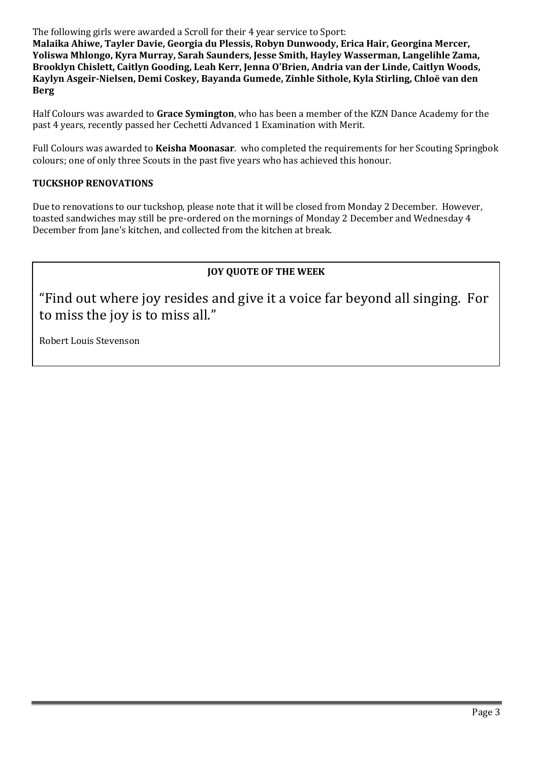The following girls were awarded a Scroll for their 4 year service to Sport:
**Malaika Ahiwe, Tayler Davie, Georgia du Plessis, Robyn Dunwoody, Erica Hair, Georgina Mercer, Yoliswa Mhlongo, Kyra Murray, Sarah Saunders, Jesse Smith, Hayley Wasserman, Langelihle Zama, Brooklyn Chislett, Caitlyn Gooding, Leah Kerr, Jenna O'Brien, Andria van der Linde, Caitlyn Woods, Kaylyn Asgeir-Nielsen, Demi Coskey, Bayanda Gumede, Zinhle Sithole, Kyla Stirling, Chloë van den Berg**

Half Colours was awarded to **Grace Symington**, who has been a member of the KZN Dance Academy for the past 4 years, recently passed her Cechetti Advanced 1 Examination with Merit.

Full Colours was awarded to **Keisha Moonasar**. who completed the requirements for her Scouting Springbok colours; one of only three Scouts in the past five years who has achieved this honour.

**TUCKSHOP RENOVATIONS**

Due to renovations to our tuckshop, please note that it will be closed from Monday 2 December. However, toasted sandwiches may still be pre-ordered on the mornings of Monday 2 December and Wednesday 4 December from Jane's kitchen, and collected from the kitchen at break.

**JOY QUOTE OF THE WEEK**

"Find out where joy resides and give it a voice far beyond all singing. For to miss the joy is to miss all."

Robert Louis Stevenson